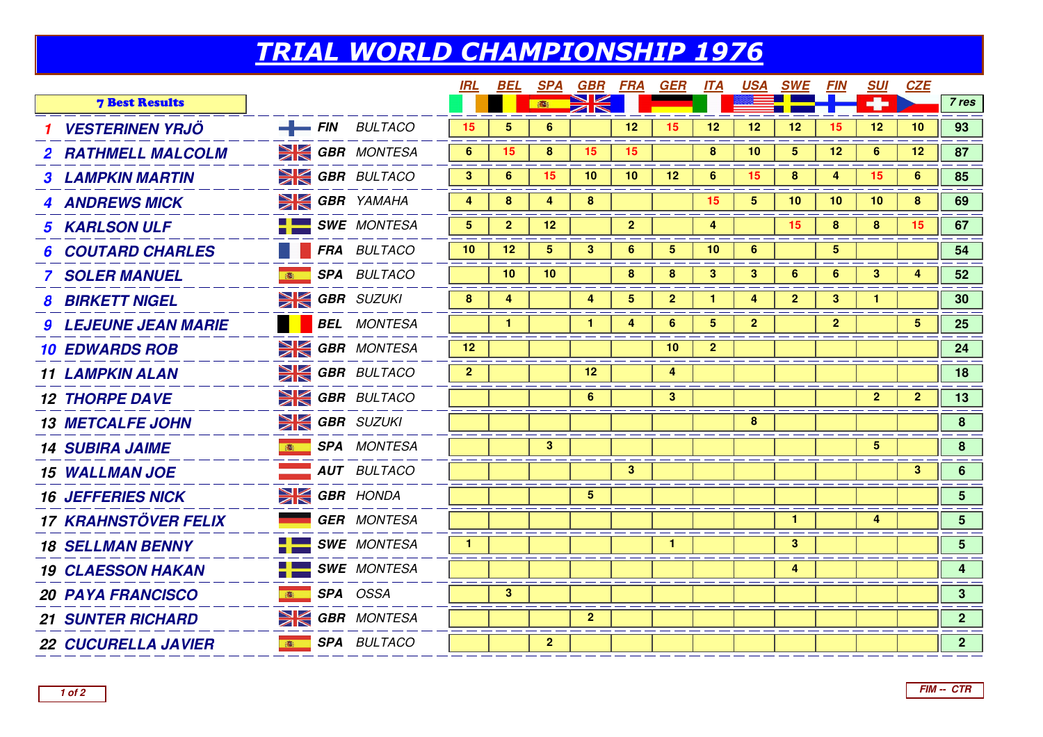# TRIAL WORLD CHAMPIONSHIP 1976

| 7 Best Results | | | | IRL | BEL | SPA | GBR | FRA | GER | ITA | USA | SWE | FIN | SUI | CZE | 7 res |
|---|---|---|---|---|---|---|---|---|---|---|---|---|---|---|---|---|
| 1 | VESTERINEN YRJÖ | FIN | BULTACO | 15 | 5 | 6 | | 12 | 15 | 12 | 12 | 12 | 15 | 12 | 10 | 93 |
| 2 | RATHMELL MALCOLM | GBR | MONTESA | 6 | 15 | 8 | 15 | 15 | | 8 | 10 | 5 | 12 | 6 | 12 | 87 |
| 3 | LAMPKIN MARTIN | GBR | BULTACO | 3 | 6 | 15 | 10 | 10 | 12 | 6 | 15 | 8 | 4 | 15 | 6 | 85 |
| 4 | ANDREWS MICK | GBR | YAMAHA | 4 | 8 | 4 | 8 | | | 15 | 5 | 10 | 10 | 10 | 8 | 69 |
| 5 | KARLSON ULF | SWE | MONTESA | 5 | 2 | 12 | | 2 | | 4 | | 15 | 8 | 8 | 15 | 67 |
| 6 | COUTARD CHARLES | FRA | BULTACO | 10 | 12 | 5 | 3 | 6 | 5 | 10 | 6 | | 5 | | | 54 |
| 7 | SOLER MANUEL | SPA | BULTACO | | 10 | 10 | | 8 | 8 | 3 | 3 | 6 | 6 | 3 | 4 | 52 |
| 8 | BIRKETT NIGEL | GBR | SUZUKI | 8 | 4 | | 4 | 5 | 2 | 1 | 4 | 2 | 3 | 1 | | 30 |
| 9 | LEJEUNE JEAN MARIE | BEL | MONTESA | | 1 | | 1 | 4 | 6 | 5 | 2 | | 2 | | 5 | 25 |
| 10 | EDWARDS ROB | GBR | MONTESA | 12 | | | | | 10 | 2 | | | | | | 24 |
| 11 | LAMPKIN ALAN | GBR | BULTACO | 2 | | | 12 | | 4 | | | | | | | 18 |
| 12 | THORPE DAVE | GBR | BULTACO | | | | 6 | | 3 | | | | | 2 | 2 | 13 |
| 13 | METCALFE JOHN | GBR | SUZUKI | | | | | | | | 8 | | | | | 8 |
| 14 | SUBIRA JAIME | SPA | MONTESA | | | 3 | | | | | | | | 5 | | 8 |
| 15 | WALLMAN JOE | AUT | BULTACO | | | | | 3 | | | | | | | 3 | 6 |
| 16 | JEFFERIES NICK | GBR | HONDA | | | | 5 | | | | | | | | | 5 |
| 17 | KRAHNSTÖVER FELIX | GER | MONTESA | | | | | | | | | 1 | | 4 | | 5 |
| 18 | SELLMAN BENNY | SWE | MONTESA | 1 | | | | | 1 | | | 3 | | | | 5 |
| 19 | CLAESSON HAKAN | SWE | MONTESA | | | | | | | | | 4 | | | | 4 |
| 20 | PAYA FRANCISCO | SPA | OSSA | | 3 | | | | | | | | | | | 3 |
| 21 | SUNTER RICHARD | GBR | MONTESA | | | | 2 | | | | | | | | | 2 |
| 22 | CUCURELLA JAVIER | SPA | BULTACO | | | 2 | | | | | | | | | | 2 |

FIM -- CTR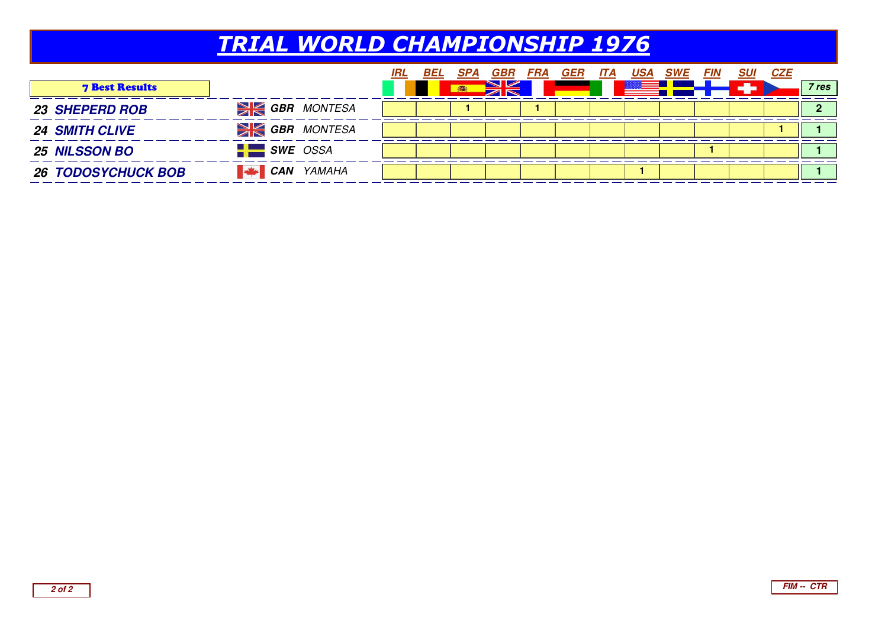# TRIAL WORLD CHAMPIONSHIP 1976

| 7 Best Results | | | | IRL | BEL | SPA | GBR | FRA | GER | ITA | USA | SWE | FIN | SUI | CZE | 7 res |
|---|---|---|---|---|---|---|---|---|---|---|---|---|---|---|---|---|
| 23 | SHEPERD ROB | GBR | MONTESA | | | 1 | | 1 | | | | | | | | 2 |
| 24 | SMITH CLIVE | GBR | MONTESA | | | | | | | | | | | | 1 | 1 |
| 25 | NILSSON BO | SWE | OSSA | | | | | | | | | | 1 | | | 1 |
| 26 | TODOSYCHUCK BOB | CAN | YAMAHA | | | | | | | | 1 | | | | | 1 |

FIM -- CTR